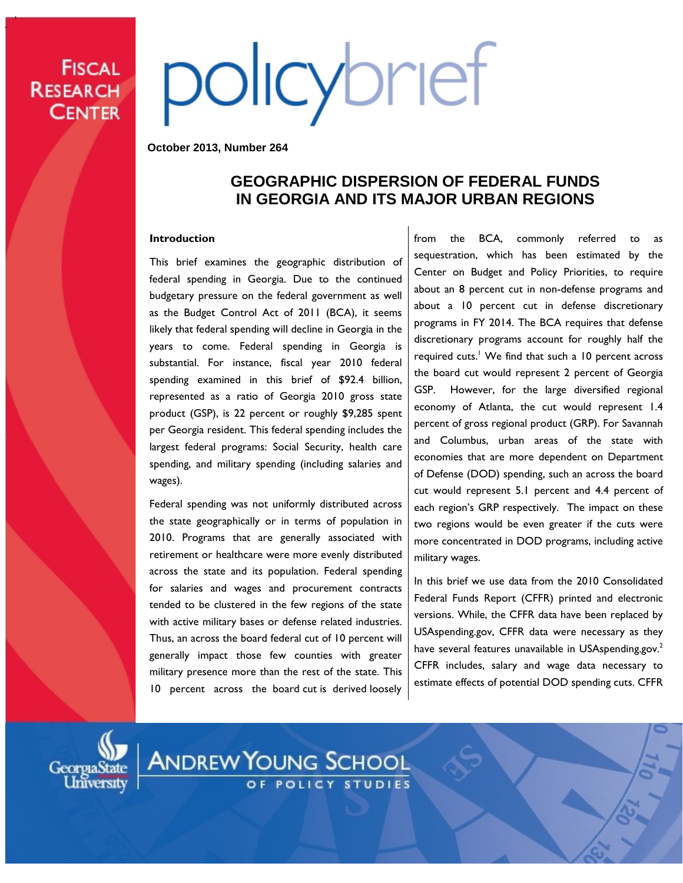FISCAL RESEARCH CENTER

policybrief

October 2013, Number 264

# GEOGRAPHIC DISPERSION OF FEDERAL FUNDS IN GEORGIA AND ITS MAJOR URBAN REGIONS

**Introduction**

This brief examines the geographic distribution of federal spending in Georgia. Due to the continued budgetary pressure on the federal government as well as the Budget Control Act of 2011 (BCA), it seems likely that federal spending will decline in Georgia in the years to come. Federal spending in Georgia is substantial. For instance, fiscal year 2010 federal spending examined in this brief of $92.4 billion, represented as a ratio of Georgia 2010 gross state product (GSP), is 22 percent or roughly $9,285 spent per Georgia resident. This federal spending includes the largest federal programs: Social Security, health care spending, and military spending (including salaries and wages).

Federal spending was not uniformly distributed across the state geographically or in terms of population in 2010. Programs that are generally associated with retirement or healthcare were more evenly distributed across the state and its population. Federal spending for salaries and wages and procurement contracts tended to be clustered in the few regions of the state with active military bases or defense related industries. Thus, an across the board federal cut of 10 percent will generally impact those few counties with greater military presence more than the rest of the state. This 10 percent across the board cut is derived loosely from the BCA, commonly referred to as sequestration, which has been estimated by the Center on Budget and Policy Priorities, to require about an 8 percent cut in non-defense programs and about a 10 percent cut in defense discretionary programs in FY 2014. The BCA requires that defense discretionary programs account for roughly half the required cuts.[1] We find that such a 10 percent across the board cut would represent 2 percent of Georgia GSP. However, for the large diversified regional economy of Atlanta, the cut would represent 1.4 percent of gross regional product (GRP). For Savannah and Columbus, urban areas of the state with economies that are more dependent on Department of Defense (DOD) spending, such an across the board cut would represent 5.1 percent and 4.4 percent of each region's GRP respectively. The impact on these two regions would be even greater if the cuts were more concentrated in DOD programs, including active military wages.

In this brief we use data from the 2010 Consolidated Federal Funds Report (CFFR) printed and electronic versions. While, the CFFR data have been replaced by USAspending.gov, CFFR data were necessary as they have several features unavailable in USAspending.gov.[2] CFFR includes, salary and wage data necessary to estimate effects of potential DOD spending cuts. CFFR

Georgia State University | ANDREW YOUNG SCHOOL OF POLICY STUDIES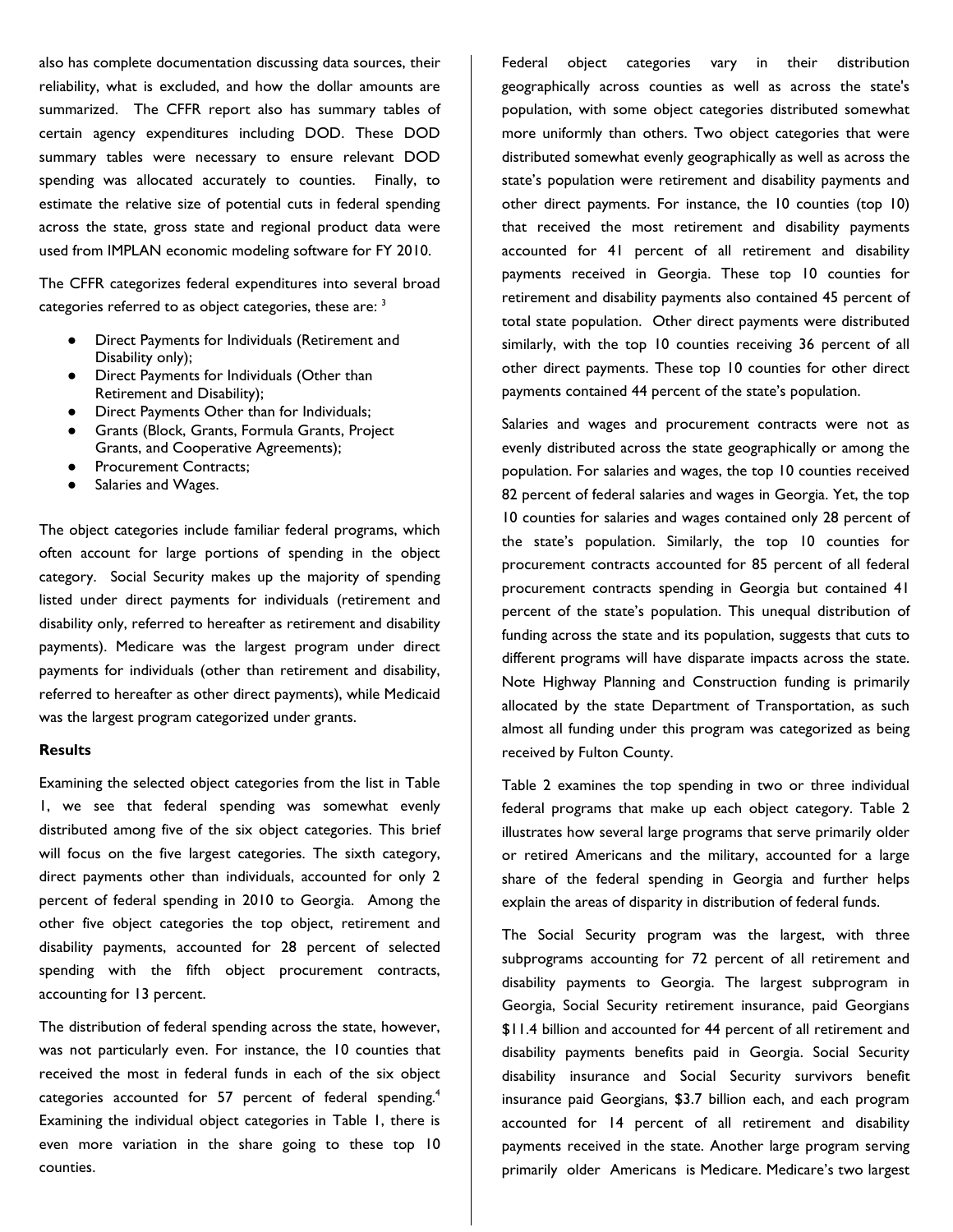also has complete documentation discussing data sources, their reliability, what is excluded, and how the dollar amounts are summarized. The CFFR report also has summary tables of certain agency expenditures including DOD. These DOD summary tables were necessary to ensure relevant DOD spending was allocated accurately to counties. Finally, to estimate the relative size of potential cuts in federal spending across the state, gross state and regional product data were used from IMPLAN economic modeling software for FY 2010.

The CFFR categorizes federal expenditures into several broad categories referred to as object categories, these are: [3]

- Direct Payments for Individuals (Retirement and Disability only);
- Direct Payments for Individuals (Other than Retirement and Disability);
- Direct Payments Other than for Individuals;
- Grants (Block, Grants, Formula Grants, Project Grants, and Cooperative Agreements);
- Procurement Contracts;
- Salaries and Wages.

The object categories include familiar federal programs, which often account for large portions of spending in the object category. Social Security makes up the majority of spending listed under direct payments for individuals (retirement and disability only, referred to hereafter as retirement and disability payments). Medicare was the largest program under direct payments for individuals (other than retirement and disability, referred to hereafter as other direct payments), while Medicaid was the largest program categorized under grants.

**Results**

Examining the selected object categories from the list in Table 1, we see that federal spending was somewhat evenly distributed among five of the six object categories. This brief will focus on the five largest categories. The sixth category, direct payments other than individuals, accounted for only 2 percent of federal spending in 2010 to Georgia. Among the other five object categories the top object, retirement and disability payments, accounted for 28 percent of selected spending with the fifth object procurement contracts, accounting for 13 percent.

The distribution of federal spending across the state, however, was not particularly even. For instance, the 10 counties that received the most in federal funds in each of the six object categories accounted for 57 percent of federal spending.[4] Examining the individual object categories in Table 1, there is even more variation in the share going to these top 10 counties.

Federal object categories vary in their distribution geographically across counties as well as across the state's population, with some object categories distributed somewhat more uniformly than others. Two object categories that were distributed somewhat evenly geographically as well as across the state's population were retirement and disability payments and other direct payments. For instance, the 10 counties (top 10) that received the most retirement and disability payments accounted for 41 percent of all retirement and disability payments received in Georgia. These top 10 counties for retirement and disability payments also contained 45 percent of total state population. Other direct payments were distributed similarly, with the top 10 counties receiving 36 percent of all other direct payments. These top 10 counties for other direct payments contained 44 percent of the state's population.

Salaries and wages and procurement contracts were not as evenly distributed across the state geographically or among the population. For salaries and wages, the top 10 counties received 82 percent of federal salaries and wages in Georgia. Yet, the top 10 counties for salaries and wages contained only 28 percent of the state's population. Similarly, the top 10 counties for procurement contracts accounted for 85 percent of all federal procurement contracts spending in Georgia but contained 41 percent of the state's population. This unequal distribution of funding across the state and its population, suggests that cuts to different programs will have disparate impacts across the state. Note Highway Planning and Construction funding is primarily allocated by the state Department of Transportation, as such almost all funding under this program was categorized as being received by Fulton County.

Table 2 examines the top spending in two or three individual federal programs that make up each object category. Table 2 illustrates how several large programs that serve primarily older or retired Americans and the military, accounted for a large share of the federal spending in Georgia and further helps explain the areas of disparity in distribution of federal funds.

The Social Security program was the largest, with three subprograms accounting for 72 percent of all retirement and disability payments to Georgia. The largest subprogram in Georgia, Social Security retirement insurance, paid Georgians $11.4 billion and accounted for 44 percent of all retirement and disability payments benefits paid in Georgia. Social Security disability insurance and Social Security survivors benefit insurance paid Georgians, $3.7 billion each, and each program accounted for 14 percent of all retirement and disability payments received in the state. Another large program serving primarily older Americans is Medicare. Medicare's two largest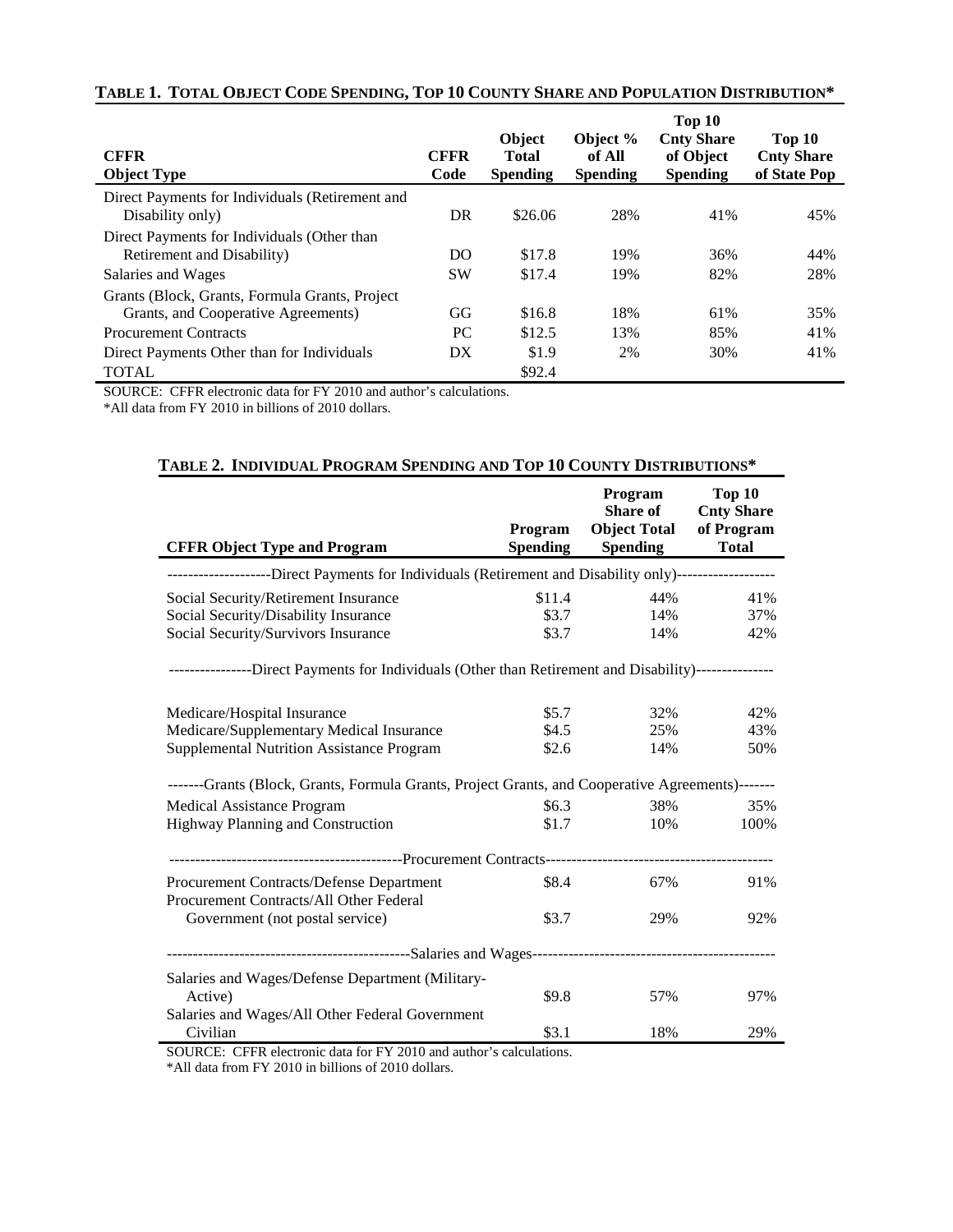**TABLE 1. TOTAL OBJECT CODE SPENDING, TOP 10 COUNTY SHARE AND POPULATION DISTRIBUTION***

| CFFR Object Type | CFFR Code | Object Total Spending | Object % of All Spending | Top 10 Cnty Share of Object Spending | Top 10 Cnty Share of State Pop |
|---|---|---|---|---|---|
| Direct Payments for Individuals (Retirement and Disability only) | DR | $26.06 | 28% | 41% | 45% |
| Direct Payments for Individuals (Other than Retirement and Disability) | DO | $17.8 | 19% | 36% | 44% |
| Salaries and Wages | SW | $17.4 | 19% | 82% | 28% |
| Grants (Block, Grants, Formula Grants, Project Grants, and Cooperative Agreements) | GG | $16.8 | 18% | 61% | 35% |
| Procurement Contracts | PC | $12.5 | 13% | 85% | 41% |
| Direct Payments Other than for Individuals | DX | $1.9 | 2% | 30% | 41% |
| TOTAL | | $92.4 | | | |

SOURCE: CFFR electronic data for FY 2010 and author's calculations.
*All data from FY 2010 in billions of 2010 dollars.

**TABLE 2. INDIVIDUAL PROGRAM SPENDING AND TOP 10 COUNTY DISTRIBUTIONS***

| CFFR Object Type and Program | Program Spending | Program Share of Object Total Spending | Top 10 Cnty Share of Program Total |
|---|---|---|---|
| --------------------Direct Payments for Individuals (Retirement and Disability only)------------------- | | | |
| Social Security/Retirement Insurance | $11.4 | 44% | 41% |
| Social Security/Disability Insurance | $3.7 | 14% | 37% |
| Social Security/Survivors Insurance | $3.7 | 14% | 42% |
| ----------------Direct Payments for Individuals (Other than Retirement and Disability)-------------- | | | |
| Medicare/Hospital Insurance | $5.7 | 32% | 42% |
| Medicare/Supplementary Medical Insurance | $4.5 | 25% | 43% |
| Supplemental Nutrition Assistance Program | $2.6 | 14% | 50% |
| -------Grants (Block, Grants, Formula Grants, Project Grants, and Cooperative Agreements)------- | | | |
| Medical Assistance Program | $6.3 | 38% | 35% |
| Highway Planning and Construction | $1.7 | 10% | 100% |
| --------------------------------------------Procurement Contracts-------------------------------------------- | | | |
| Procurement Contracts/Defense Department | $8.4 | 67% | 91% |
| Procurement Contracts/All Other Federal Government (not postal service) | $3.7 | 29% | 92% |
| -----------------------------------------------Salaries and Wages----------------------------------------------- | | | |
| Salaries and Wages/Defense Department (Military-Active) | $9.8 | 57% | 97% |
| Salaries and Wages/All Other Federal Government Civilian | $3.1 | 18% | 29% |

SOURCE: CFFR electronic data for FY 2010 and author's calculations.
*All data from FY 2010 in billions of 2010 dollars.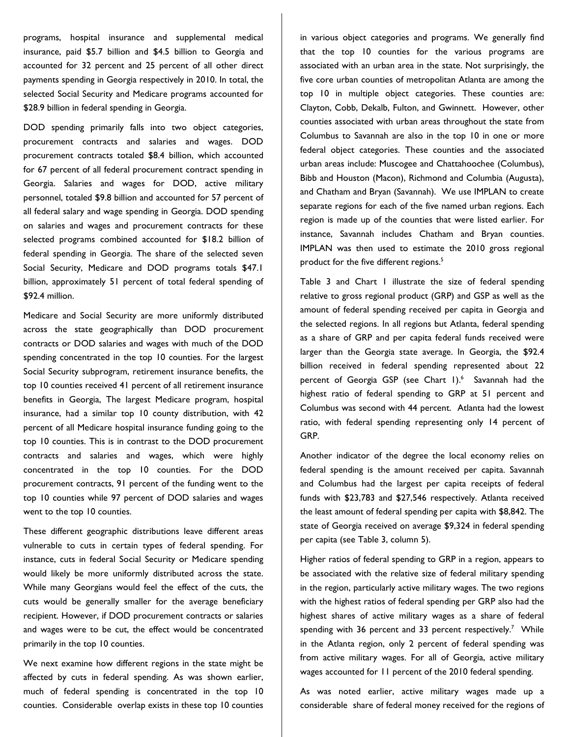programs, hospital insurance and supplemental medical insurance, paid $5.7 billion and $4.5 billion to Georgia and accounted for 32 percent and 25 percent of all other direct payments spending in Georgia respectively in 2010. In total, the selected Social Security and Medicare programs accounted for $28.9 billion in federal spending in Georgia.

DOD spending primarily falls into two object categories, procurement contracts and salaries and wages. DOD procurement contracts totaled $8.4 billion, which accounted for 67 percent of all federal procurement contract spending in Georgia. Salaries and wages for DOD, active military personnel, totaled $9.8 billion and accounted for 57 percent of all federal salary and wage spending in Georgia. DOD spending on salaries and wages and procurement contracts for these selected programs combined accounted for $18.2 billion of federal spending in Georgia. The share of the selected seven Social Security, Medicare and DOD programs totals $47.1 billion, approximately 51 percent of total federal spending of $92.4 million.

Medicare and Social Security are more uniformly distributed across the state geographically than DOD procurement contracts or DOD salaries and wages with much of the DOD spending concentrated in the top 10 counties. For the largest Social Security subprogram, retirement insurance benefits, the top 10 counties received 41 percent of all retirement insurance benefits in Georgia, The largest Medicare program, hospital insurance, had a similar top 10 county distribution, with 42 percent of all Medicare hospital insurance funding going to the top 10 counties. This is in contrast to the DOD procurement contracts and salaries and wages, which were highly concentrated in the top 10 counties. For the DOD procurement contracts, 91 percent of the funding went to the top 10 counties while 97 percent of DOD salaries and wages went to the top 10 counties.

These different geographic distributions leave different areas vulnerable to cuts in certain types of federal spending. For instance, cuts in federal Social Security or Medicare spending would likely be more uniformly distributed across the state. While many Georgians would feel the effect of the cuts, the cuts would be generally smaller for the average beneficiary recipient. However, if DOD procurement contracts or salaries and wages were to be cut, the effect would be concentrated primarily in the top 10 counties.

We next examine how different regions in the state might be affected by cuts in federal spending. As was shown earlier, much of federal spending is concentrated in the top 10 counties. Considerable overlap exists in these top 10 counties in various object categories and programs. We generally find that the top 10 counties for the various programs are associated with an urban area in the state. Not surprisingly, the five core urban counties of metropolitan Atlanta are among the top 10 in multiple object categories. These counties are: Clayton, Cobb, Dekalb, Fulton, and Gwinnett. However, other counties associated with urban areas throughout the state from Columbus to Savannah are also in the top 10 in one or more federal object categories. These counties and the associated urban areas include: Muscogee and Chattahoochee (Columbus), Bibb and Houston (Macon), Richmond and Columbia (Augusta), and Chatham and Bryan (Savannah). We use IMPLAN to create separate regions for each of the five named urban regions. Each region is made up of the counties that were listed earlier. For instance, Savannah includes Chatham and Bryan counties. IMPLAN was then used to estimate the 2010 gross regional product for the five different regions.[5]

Table 3 and Chart 1 illustrate the size of federal spending relative to gross regional product (GRP) and GSP as well as the amount of federal spending received per capita in Georgia and the selected regions. In all regions but Atlanta, federal spending as a share of GRP and per capita federal funds received were larger than the Georgia state average. In Georgia, the $92.4 billion received in federal spending represented about 22 percent of Georgia GSP (see Chart 1).[6] Savannah had the highest ratio of federal spending to GRP at 51 percent and Columbus was second with 44 percent. Atlanta had the lowest ratio, with federal spending representing only 14 percent of GRP.

Another indicator of the degree the local economy relies on federal spending is the amount received per capita. Savannah and Columbus had the largest per capita receipts of federal funds with $23,783 and $27,546 respectively. Atlanta received the least amount of federal spending per capita with $8,842. The state of Georgia received on average $9,324 in federal spending per capita (see Table 3, column 5).

Higher ratios of federal spending to GRP in a region, appears to be associated with the relative size of federal military spending in the region, particularly active military wages. The two regions with the highest ratios of federal spending per GRP also had the highest shares of active military wages as a share of federal spending with 36 percent and 33 percent respectively.[7] While in the Atlanta region, only 2 percent of federal spending was from active military wages. For all of Georgia, active military wages accounted for 11 percent of the 2010 federal spending.

As was noted earlier, active military wages made up a considerable share of federal money received for the regions of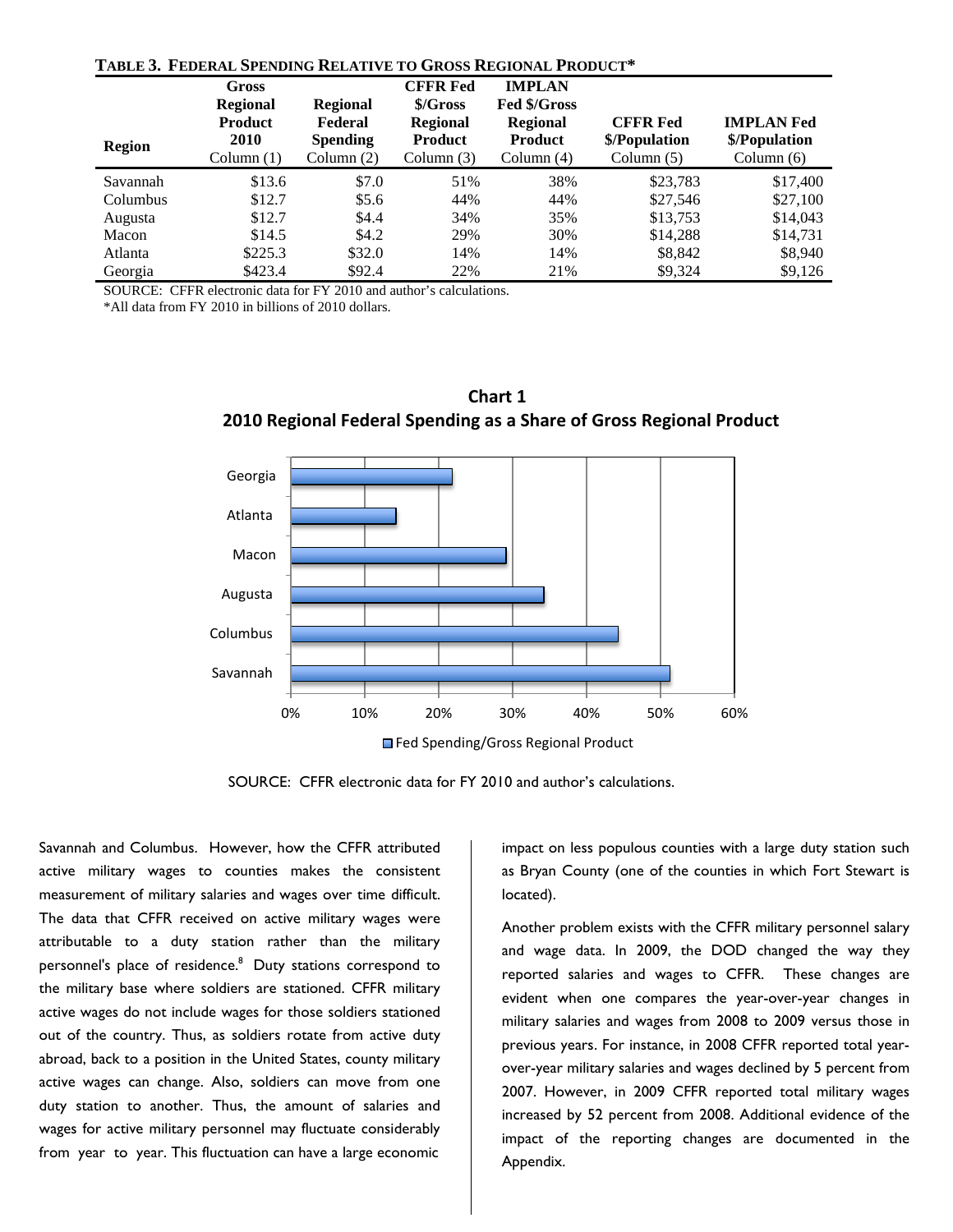**TABLE 3. FEDERAL SPENDING RELATIVE TO GROSS REGIONAL PRODUCT***

| Region | Gross Regional Product 2010 Column (1) | Regional Federal Spending Column (2) | CFFR Fed $/Gross Regional Product Column (3) | IMPLAN Fed $/Gross Regional Product Column (4) | CFFR Fed $/Population Column (5) | IMPLAN Fed $/Population Column (6) |
|---|---|---|---|---|---|---|
| Savannah | $13.6 | $7.0 | 51% | 38% | $23,783 | $17,400 |
| Columbus | $12.7 | $5.6 | 44% | 44% | $27,546 | $27,100 |
| Augusta | $12.7 | $4.4 | 34% | 35% | $13,753 | $14,043 |
| Macon | $14.5 | $4.2 | 29% | 30% | $14,288 | $14,731 |
| Atlanta | $225.3 | $32.0 | 14% | 14% | $8,842 | $8,940 |
| Georgia | $423.4 | $92.4 | 22% | 21% | $9,324 | $9,126 |

SOURCE: CFFR electronic data for FY 2010 and author's calculations.
*All data from FY 2010 in billions of 2010 dollars.

**Chart 1**
**2010 Regional Federal Spending as a Share of Gross Regional Product**

| Region | Fed Spending/Gross Regional Product |
|---|---|
| Georgia | 22% |
| Atlanta | 14% |
| Macon | 29% |
| Augusta | 34% |
| Columbus | 44% |
| Savannah | 51% |

SOURCE: CFFR electronic data for FY 2010 and author's calculations.

Savannah and Columbus. However, how the CFFR attributed active military wages to counties makes the consistent measurement of military salaries and wages over time difficult. The data that CFFR received on active military wages were attributable to a duty station rather than the military personnel's place of residence.[8] Duty stations correspond to the military base where soldiers are stationed. CFFR military active wages do not include wages for those soldiers stationed out of the country. Thus, as soldiers rotate from active duty abroad, back to a position in the United States, county military active wages can change. Also, soldiers can move from one duty station to another. Thus, the amount of salaries and wages for active military personnel may fluctuate considerably from year to year. This fluctuation can have a large economic impact on less populous counties with a large duty station such as Bryan County (one of the counties in which Fort Stewart is located).

Another problem exists with the CFFR military personnel salary and wage data. In 2009, the DOD changed the way they reported salaries and wages to CFFR. These changes are evident when one compares the year-over-year changes in military salaries and wages from 2008 to 2009 versus those in previous years. For instance, in 2008 CFFR reported total year-over-year military salaries and wages declined by 5 percent from 2007. However, in 2009 CFFR reported total military wages increased by 52 percent from 2008. Additional evidence of the impact of the reporting changes are documented in the Appendix.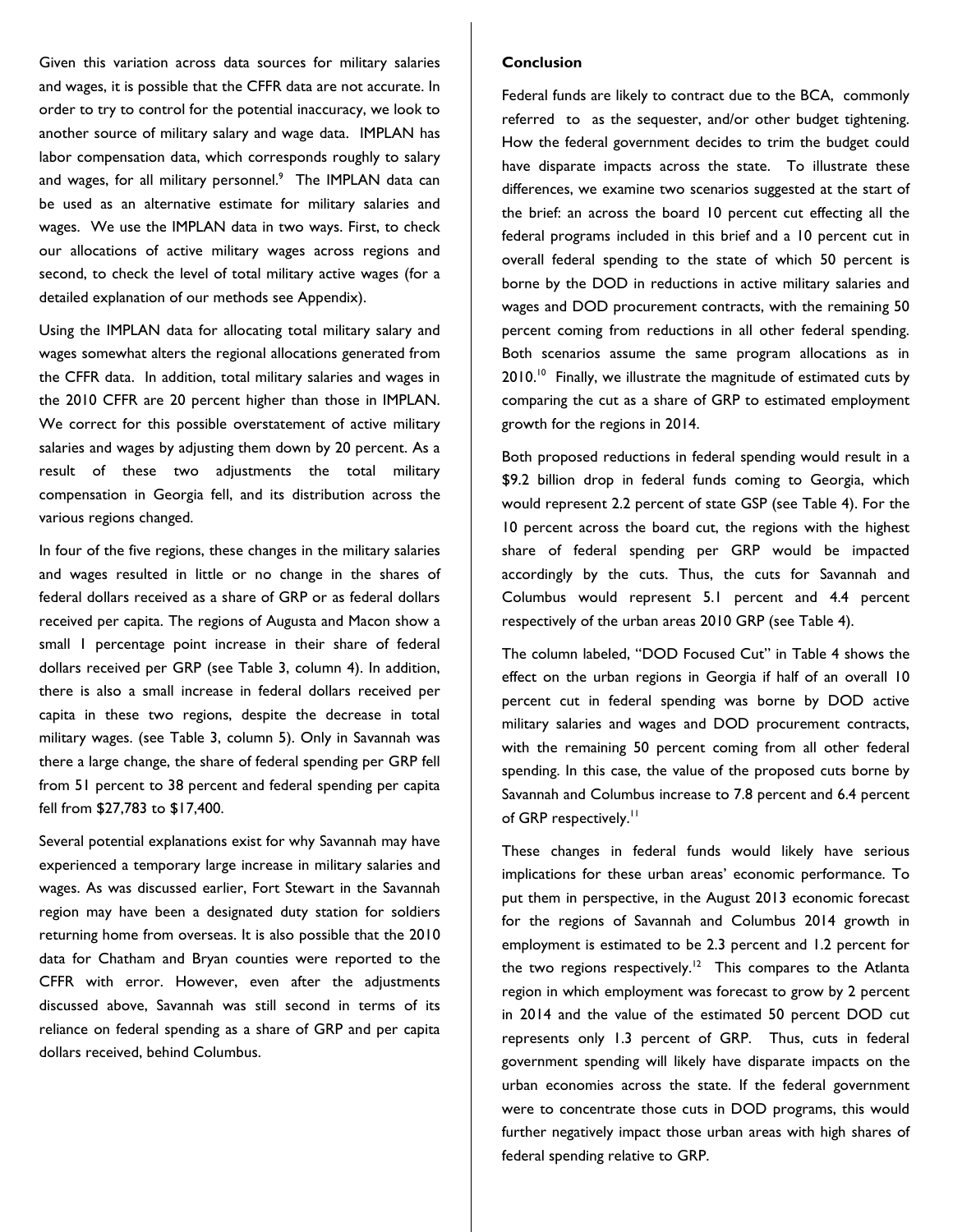Given this variation across data sources for military salaries and wages, it is possible that the CFFR data are not accurate. In order to try to control for the potential inaccuracy, we look to another source of military salary and wage data. IMPLAN has labor compensation data, which corresponds roughly to salary and wages, for all military personnel.[9] The IMPLAN data can be used as an alternative estimate for military salaries and wages. We use the IMPLAN data in two ways. First, to check our allocations of active military wages across regions and second, to check the level of total military active wages (for a detailed explanation of our methods see Appendix).

Using the IMPLAN data for allocating total military salary and wages somewhat alters the regional allocations generated from the CFFR data. In addition, total military salaries and wages in the 2010 CFFR are 20 percent higher than those in IMPLAN. We correct for this possible overstatement of active military salaries and wages by adjusting them down by 20 percent. As a result of these two adjustments the total military compensation in Georgia fell, and its distribution across the various regions changed.

In four of the five regions, these changes in the military salaries and wages resulted in little or no change in the shares of federal dollars received as a share of GRP or as federal dollars received per capita. The regions of Augusta and Macon show a small 1 percentage point increase in their share of federal dollars received per GRP (see Table 3, column 4). In addition, there is also a small increase in federal dollars received per capita in these two regions, despite the decrease in total military wages. (see Table 3, column 5). Only in Savannah was there a large change, the share of federal spending per GRP fell from 51 percent to 38 percent and federal spending per capita fell from $27,783 to $17,400.

Several potential explanations exist for why Savannah may have experienced a temporary large increase in military salaries and wages. As was discussed earlier, Fort Stewart in the Savannah region may have been a designated duty station for soldiers returning home from overseas. It is also possible that the 2010 data for Chatham and Bryan counties were reported to the CFFR with error. However, even after the adjustments discussed above, Savannah was still second in terms of its reliance on federal spending as a share of GRP and per capita dollars received, behind Columbus.

**Conclusion**

Federal funds are likely to contract due to the BCA, commonly referred to as the sequester, and/or other budget tightening. How the federal government decides to trim the budget could have disparate impacts across the state. To illustrate these differences, we examine two scenarios suggested at the start of the brief: an across the board 10 percent cut effecting all the federal programs included in this brief and a 10 percent cut in overall federal spending to the state of which 50 percent is borne by the DOD in reductions in active military salaries and wages and DOD procurement contracts, with the remaining 50 percent coming from reductions in all other federal spending. Both scenarios assume the same program allocations as in 2010.[10] Finally, we illustrate the magnitude of estimated cuts by comparing the cut as a share of GRP to estimated employment growth for the regions in 2014.

Both proposed reductions in federal spending would result in a $9.2 billion drop in federal funds coming to Georgia, which would represent 2.2 percent of state GSP (see Table 4). For the 10 percent across the board cut, the regions with the highest share of federal spending per GRP would be impacted accordingly by the cuts. Thus, the cuts for Savannah and Columbus would represent 5.1 percent and 4.4 percent respectively of the urban areas 2010 GRP (see Table 4).

The column labeled, "DOD Focused Cut" in Table 4 shows the effect on the urban regions in Georgia if half of an overall 10 percent cut in federal spending was borne by DOD active military salaries and wages and DOD procurement contracts, with the remaining 50 percent coming from all other federal spending. In this case, the value of the proposed cuts borne by Savannah and Columbus increase to 7.8 percent and 6.4 percent of GRP respectively.[11]

These changes in federal funds would likely have serious implications for these urban areas' economic performance. To put them in perspective, in the August 2013 economic forecast for the regions of Savannah and Columbus 2014 growth in employment is estimated to be 2.3 percent and 1.2 percent for the two regions respectively.[12] This compares to the Atlanta region in which employment was forecast to grow by 2 percent in 2014 and the value of the estimated 50 percent DOD cut represents only 1.3 percent of GRP. Thus, cuts in federal government spending will likely have disparate impacts on the urban economies across the state. If the federal government were to concentrate those cuts in DOD programs, this would further negatively impact those urban areas with high shares of federal spending relative to GRP.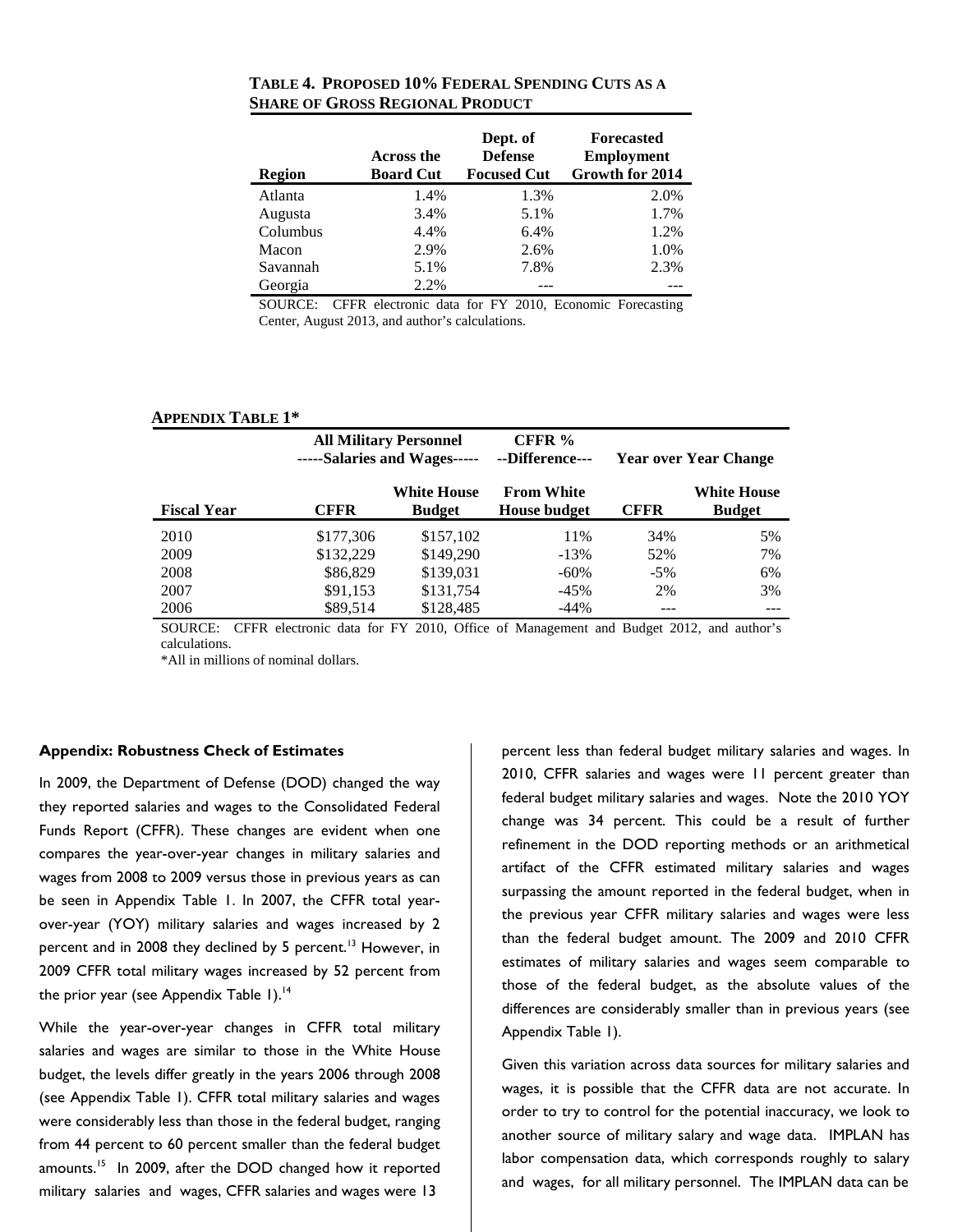**TABLE 4. PROPOSED 10% FEDERAL SPENDING CUTS AS A SHARE OF GROSS REGIONAL PRODUCT**

| Region | Across the Board Cut | Dept. of Defense Focused Cut | Forecasted Employment Growth for 2014 |
|---|---|---|---|
| Atlanta | 1.4% | 1.3% | 2.0% |
| Augusta | 3.4% | 5.1% | 1.7% |
| Columbus | 4.4% | 6.4% | 1.2% |
| Macon | 2.9% | 2.6% | 1.0% |
| Savannah | 5.1% | 7.8% | 2.3% |
| Georgia | 2.2% | --- | --- |

SOURCE: CFFR electronic data for FY 2010, Economic Forecasting Center, August 2013, and author's calculations.

**APPENDIX TABLE 1***

| | All Military Personnel -----Salaries and Wages----- | | CFFR % --Difference--- | Year over Year Change | |
|---|---|---|---|---|---|
| Fiscal Year | CFFR | White House Budget | From White House budget | CFFR | White House Budget |
| 2010 | $177,306 | $157,102 | 11% | 34% | 5% |
| 2009 | $132,229 | $149,290 | -13% | 52% | 7% |
| 2008 | $86,829 | $139,031 | -60% | -5% | 6% |
| 2007 | $91,153 | $131,754 | -45% | 2% | 3% |
| 2006 | $89,514 | $128,485 | -44% | --- | --- |

SOURCE: CFFR electronic data for FY 2010, Office of Management and Budget 2012, and author's calculations.

*All in millions of nominal dollars.

**Appendix: Robustness Check of Estimates**

In 2009, the Department of Defense (DOD) changed the way they reported salaries and wages to the Consolidated Federal Funds Report (CFFR). These changes are evident when one compares the year-over-year changes in military salaries and wages from 2008 to 2009 versus those in previous years as can be seen in Appendix Table 1. In 2007, the CFFR total year-over-year (YOY) military salaries and wages increased by 2 percent and in 2008 they declined by 5 percent.[13] However, in 2009 CFFR total military wages increased by 52 percent from the prior year (see Appendix Table 1).[14]

While the year-over-year changes in CFFR total military salaries and wages are similar to those in the White House budget, the levels differ greatly in the years 2006 through 2008 (see Appendix Table 1). CFFR total military salaries and wages were considerably less than those in the federal budget, ranging from 44 percent to 60 percent smaller than the federal budget amounts.[15] In 2009, after the DOD changed how it reported military salaries and wages, CFFR salaries and wages were 13 percent less than federal budget military salaries and wages. In 2010, CFFR salaries and wages were 11 percent greater than federal budget military salaries and wages. Note the 2010 YOY change was 34 percent. This could be a result of further refinement in the DOD reporting methods or an arithmetical artifact of the CFFR estimated military salaries and wages surpassing the amount reported in the federal budget, when in the previous year CFFR military salaries and wages were less than the federal budget amount. The 2009 and 2010 CFFR estimates of military salaries and wages seem comparable to those of the federal budget, as the absolute values of the differences are considerably smaller than in previous years (see Appendix Table 1).

Given this variation across data sources for military salaries and wages, it is possible that the CFFR data are not accurate. In order to try to control for the potential inaccuracy, we look to another source of military salary and wage data. IMPLAN has labor compensation data, which corresponds roughly to salary and wages, for all military personnel. The IMPLAN data can be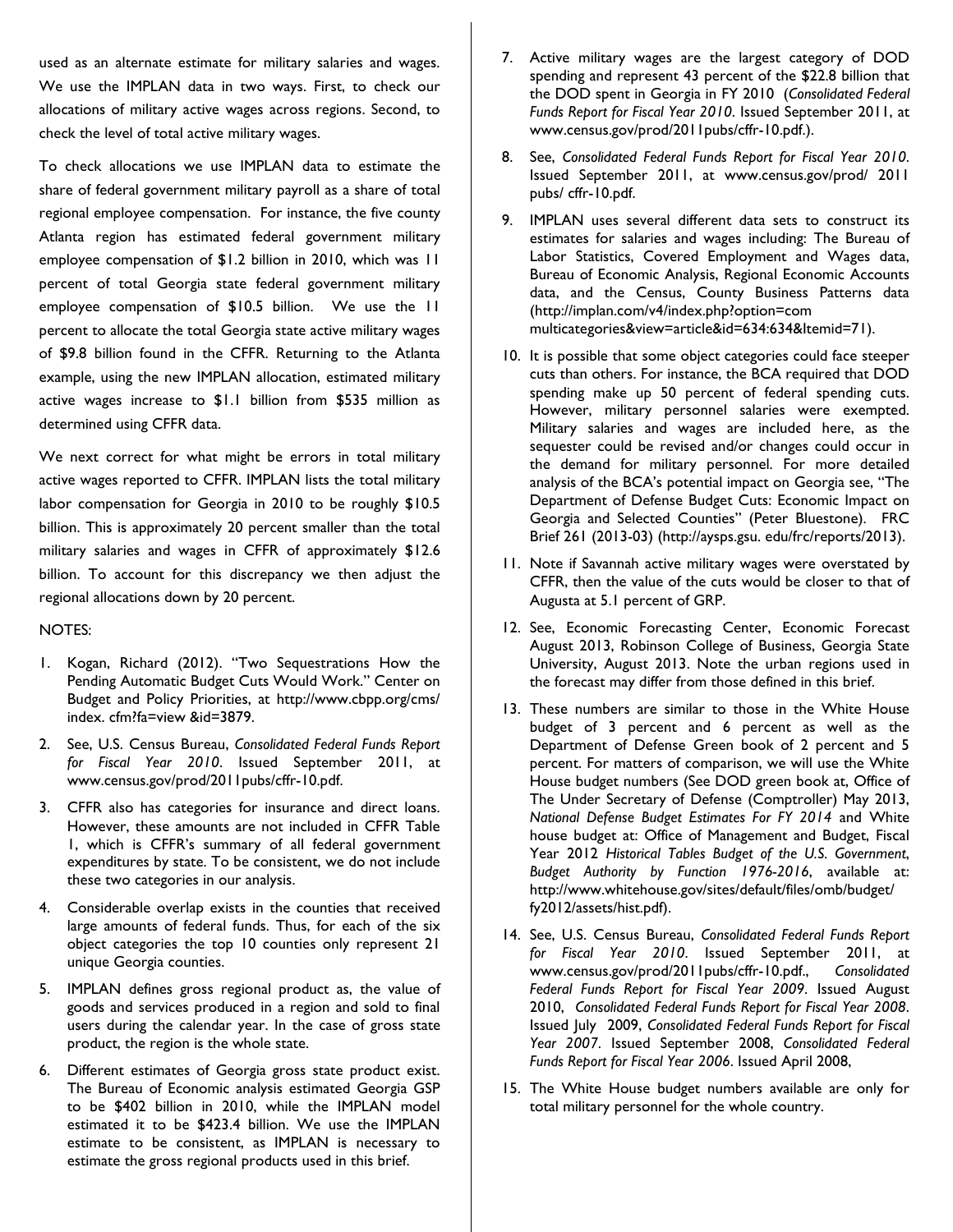used as an alternate estimate for military salaries and wages. We use the IMPLAN data in two ways. First, to check our allocations of military active wages across regions. Second, to check the level of total active military wages.

To check allocations we use IMPLAN data to estimate the share of federal government military payroll as a share of total regional employee compensation. For instance, the five county Atlanta region has estimated federal government military employee compensation of $1.2 billion in 2010, which was 11 percent of total Georgia state federal government military employee compensation of $10.5 billion. We use the 11 percent to allocate the total Georgia state active military wages of $9.8 billion found in the CFFR. Returning to the Atlanta example, using the new IMPLAN allocation, estimated military active wages increase to $1.1 billion from $535 million as determined using CFFR data.

We next correct for what might be errors in total military active wages reported to CFFR. IMPLAN lists the total military labor compensation for Georgia in 2010 to be roughly $10.5 billion. This is approximately 20 percent smaller than the total military salaries and wages in CFFR of approximately $12.6 billion. To account for this discrepancy we then adjust the regional allocations down by 20 percent.

NOTES:

1. Kogan, Richard (2012). "Two Sequestrations How the Pending Automatic Budget Cuts Would Work." Center on Budget and Policy Priorities, at http://www.cbpp.org/cms/index.cfm?fa=view&id=3879.
2. See, U.S. Census Bureau, *Consolidated Federal Funds Report for Fiscal Year 2010*. Issued September 2011, at www.census.gov/prod/2011pubs/cffr-10.pdf.
3. CFFR also has categories for insurance and direct loans. However, these amounts are not included in CFFR Table 1, which is CFFR's summary of all federal government expenditures by state. To be consistent, we do not include these two categories in our analysis.
4. Considerable overlap exists in the counties that received large amounts of federal funds. Thus, for each of the six object categories the top 10 counties only represent 21 unique Georgia counties.
5. IMPLAN defines gross regional product as, the value of goods and services produced in a region and sold to final users during the calendar year. In the case of gross state product, the region is the whole state.
6. Different estimates of Georgia gross state product exist. The Bureau of Economic analysis estimated Georgia GSP to be $402 billion in 2010, while the IMPLAN model estimated it to be $423.4 billion. We use the IMPLAN estimate to be consistent, as IMPLAN is necessary to estimate the gross regional products used in this brief.
7. Active military wages are the largest category of DOD spending and represent 43 percent of the $22.8 billion that the DOD spent in Georgia in FY 2010 (*Consolidated Federal Funds Report for Fiscal Year 2010*. Issued September 2011, at www.census.gov/prod/2011pubs/cffr-10.pdf.).
8. See, *Consolidated Federal Funds Report for Fiscal Year 2010*. Issued September 2011, at www.census.gov/prod/ 2011 pubs/ cffr-10.pdf.
9. IMPLAN uses several different data sets to construct its estimates for salaries and wages including: The Bureau of Labor Statistics, Covered Employment and Wages data, Bureau of Economic Analysis, Regional Economic Accounts data, and the Census, County Business Patterns data (http://implan.com/v4/index.php?option=com multicategories&view=article&id=634:634&Itemid=71).
10. It is possible that some object categories could face steeper cuts than others. For instance, the BCA required that DOD spending make up 50 percent of federal spending cuts. However, military personnel salaries were exempted. Military salaries and wages are included here, as the sequester could be revised and/or changes could occur in the demand for military personnel. For more detailed analysis of the BCA's potential impact on Georgia see, "The Department of Defense Budget Cuts: Economic Impact on Georgia and Selected Counties" (Peter Bluestone). FRC Brief 261 (2013-03) (http://aysps.gsu. edu/frc/reports/2013).
11. Note if Savannah active military wages were overstated by CFFR, then the value of the cuts would be closer to that of Augusta at 5.1 percent of GRP.
12. See, Economic Forecasting Center, Economic Forecast August 2013, Robinson College of Business, Georgia State University, August 2013. Note the urban regions used in the forecast may differ from those defined in this brief.
13. These numbers are similar to those in the White House budget of 3 percent and 6 percent as well as the Department of Defense Green book of 2 percent and 5 percent. For matters of comparison, we will use the White House budget numbers (See DOD green book at, Office of The Under Secretary of Defense (Comptroller) May 2013, *National Defense Budget Estimates For FY 2014* and White house budget at: Office of Management and Budget, Fiscal Year 2012 *Historical Tables Budget of the U.S. Government, Budget Authority by Function 1976-2016*, available at: http://www.whitehouse.gov/sites/default/files/omb/budget/fy2012/assets/hist.pdf).
14. See, U.S. Census Bureau, *Consolidated Federal Funds Report for Fiscal Year 2010*. Issued September 2011, at www.census.gov/prod/2011pubs/cffr-10.pdf., *Consolidated Federal Funds Report for Fiscal Year 2009*. Issued August 2010, *Consolidated Federal Funds Report for Fiscal Year 2008*. Issued July 2009, *Consolidated Federal Funds Report for Fiscal Year 2007*. Issued September 2008, *Consolidated Federal Funds Report for Fiscal Year 2006*. Issued April 2008,
15. The White House budget numbers available are only for total military personnel for the whole country.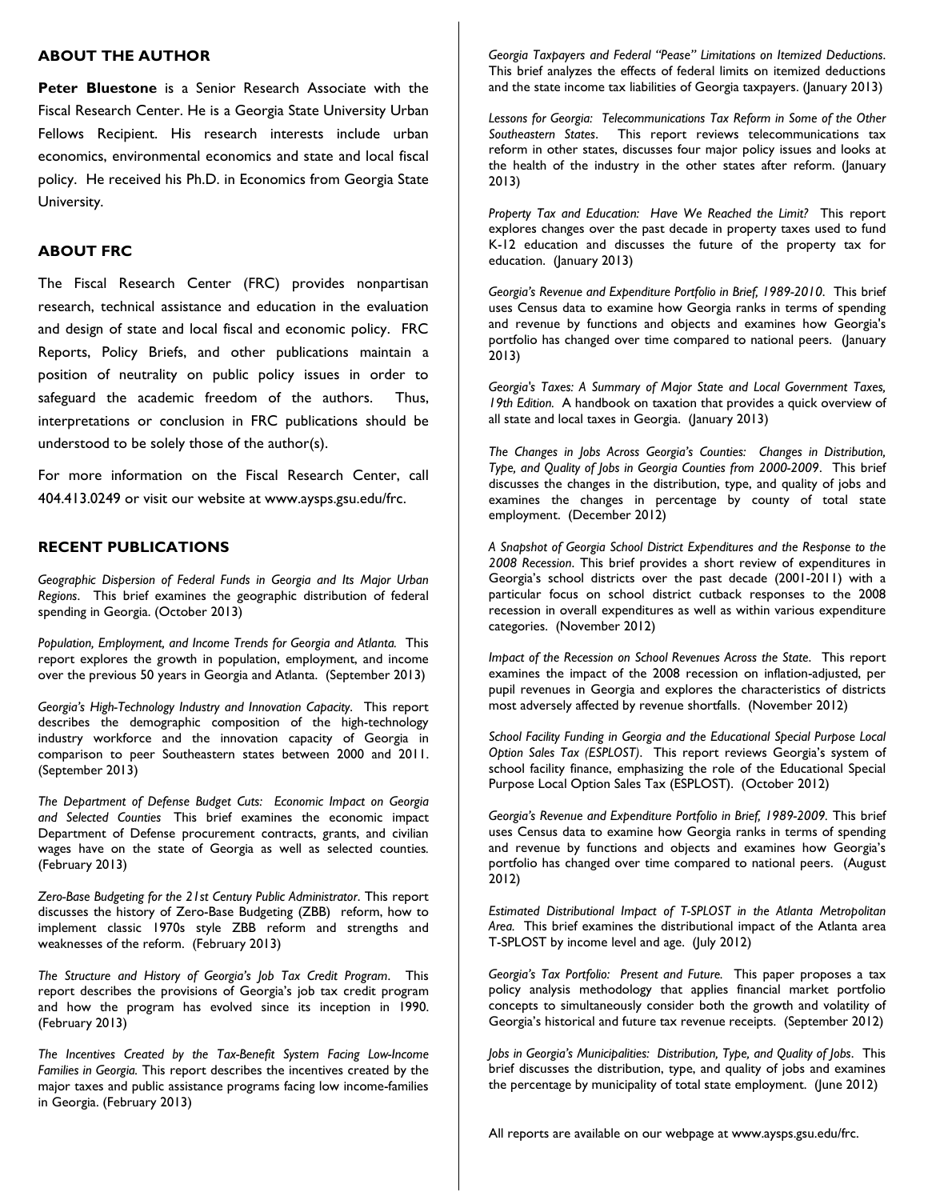## ABOUT THE AUTHOR

**Peter Bluestone** is a Senior Research Associate with the Fiscal Research Center. He is a Georgia State University Urban Fellows Recipient. His research interests include urban economics, environmental economics and state and local fiscal policy. He received his Ph.D. in Economics from Georgia State University.

## ABOUT FRC

The Fiscal Research Center (FRC) provides nonpartisan research, technical assistance and education in the evaluation and design of state and local fiscal and economic policy. FRC Reports, Policy Briefs, and other publications maintain a position of neutrality on public policy issues in order to safeguard the academic freedom of the authors. Thus, interpretations or conclusion in FRC publications should be understood to be solely those of the author(s).

For more information on the Fiscal Research Center, call 404.413.0249 or visit our website at www.aysps.gsu.edu/frc.

## RECENT PUBLICATIONS

*Geographic Dispersion of Federal Funds in Georgia and Its Major Urban Regions*. This brief examines the geographic distribution of federal spending in Georgia. (October 2013)

*Population, Employment, and Income Trends for Georgia and Atlanta.* This report explores the growth in population, employment, and income over the previous 50 years in Georgia and Atlanta. (September 2013)

*Georgia's High-Technology Industry and Innovation Capacity*. This report describes the demographic composition of the high-technology industry workforce and the innovation capacity of Georgia in comparison to peer Southeastern states between 2000 and 2011. (September 2013)

*The Department of Defense Budget Cuts: Economic Impact on Georgia and Selected Counties* This brief examines the economic impact Department of Defense procurement contracts, grants, and civilian wages have on the state of Georgia as well as selected counties. (February 2013)

*Zero-Base Budgeting for the 21st Century Public Administrator*. This report discusses the history of Zero-Base Budgeting (ZBB) reform, how to implement classic 1970s style ZBB reform and strengths and weaknesses of the reform. (February 2013)

*The Structure and History of Georgia's Job Tax Credit Program*. This report describes the provisions of Georgia's job tax credit program and how the program has evolved since its inception in 1990. (February 2013)

*The Incentives Created by the Tax-Benefit System Facing Low-Income Families in Georgia.* This report describes the incentives created by the major taxes and public assistance programs facing low income-families in Georgia. (February 2013)

*Georgia Taxpayers and Federal "Pease" Limitations on Itemized Deductions*. This brief analyzes the effects of federal limits on itemized deductions and the state income tax liabilities of Georgia taxpayers. (January 2013)

*Lessons for Georgia: Telecommunications Tax Reform in Some of the Other Southeastern States*. This report reviews telecommunications tax reform in other states, discusses four major policy issues and looks at the health of the industry in the other states after reform. (January 2013)

*Property Tax and Education: Have We Reached the Limit?* This report explores changes over the past decade in property taxes used to fund K-12 education and discusses the future of the property tax for education. (January 2013)

*Georgia's Revenue and Expenditure Portfolio in Brief, 1989-2010*. This brief uses Census data to examine how Georgia ranks in terms of spending and revenue by functions and objects and examines how Georgia's portfolio has changed over time compared to national peers. (January 2013)

*Georgia's Taxes: A Summary of Major State and Local Government Taxes, 19th Edition.* A handbook on taxation that provides a quick overview of all state and local taxes in Georgia. (January 2013)

*The Changes in Jobs Across Georgia's Counties: Changes in Distribution, Type, and Quality of Jobs in Georgia Counties from 2000-2009*. This brief discusses the changes in the distribution, type, and quality of jobs and examines the changes in percentage by county of total state employment. (December 2012)

*A Snapshot of Georgia School District Expenditures and the Response to the 2008 Recession*. This brief provides a short review of expenditures in Georgia's school districts over the past decade (2001-2011) with a particular focus on school district cutback responses to the 2008 recession in overall expenditures as well as within various expenditure categories. (November 2012)

*Impact of the Recession on School Revenues Across the State*. This report examines the impact of the 2008 recession on inflation-adjusted, per pupil revenues in Georgia and explores the characteristics of districts most adversely affected by revenue shortfalls. (November 2012)

*School Facility Funding in Georgia and the Educational Special Purpose Local Option Sales Tax (ESPLOST)*. This report reviews Georgia's system of school facility finance, emphasizing the role of the Educational Special Purpose Local Option Sales Tax (ESPLOST). (October 2012)

*Georgia's Revenue and Expenditure Portfolio in Brief, 1989-2009.* This brief uses Census data to examine how Georgia ranks in terms of spending and revenue by functions and objects and examines how Georgia's portfolio has changed over time compared to national peers. (August 2012)

*Estimated Distributional Impact of T-SPLOST in the Atlanta Metropolitan Area.* This brief examines the distributional impact of the Atlanta area T-SPLOST by income level and age. (July 2012)

*Georgia's Tax Portfolio: Present and Future.* This paper proposes a tax policy analysis methodology that applies financial market portfolio concepts to simultaneously consider both the growth and volatility of Georgia's historical and future tax revenue receipts. (September 2012)

*Jobs in Georgia's Municipalities: Distribution, Type, and Quality of Jobs*. This brief discusses the distribution, type, and quality of jobs and examines the percentage by municipality of total state employment. (June 2012)

All reports are available on our webpage at www.aysps.gsu.edu/frc.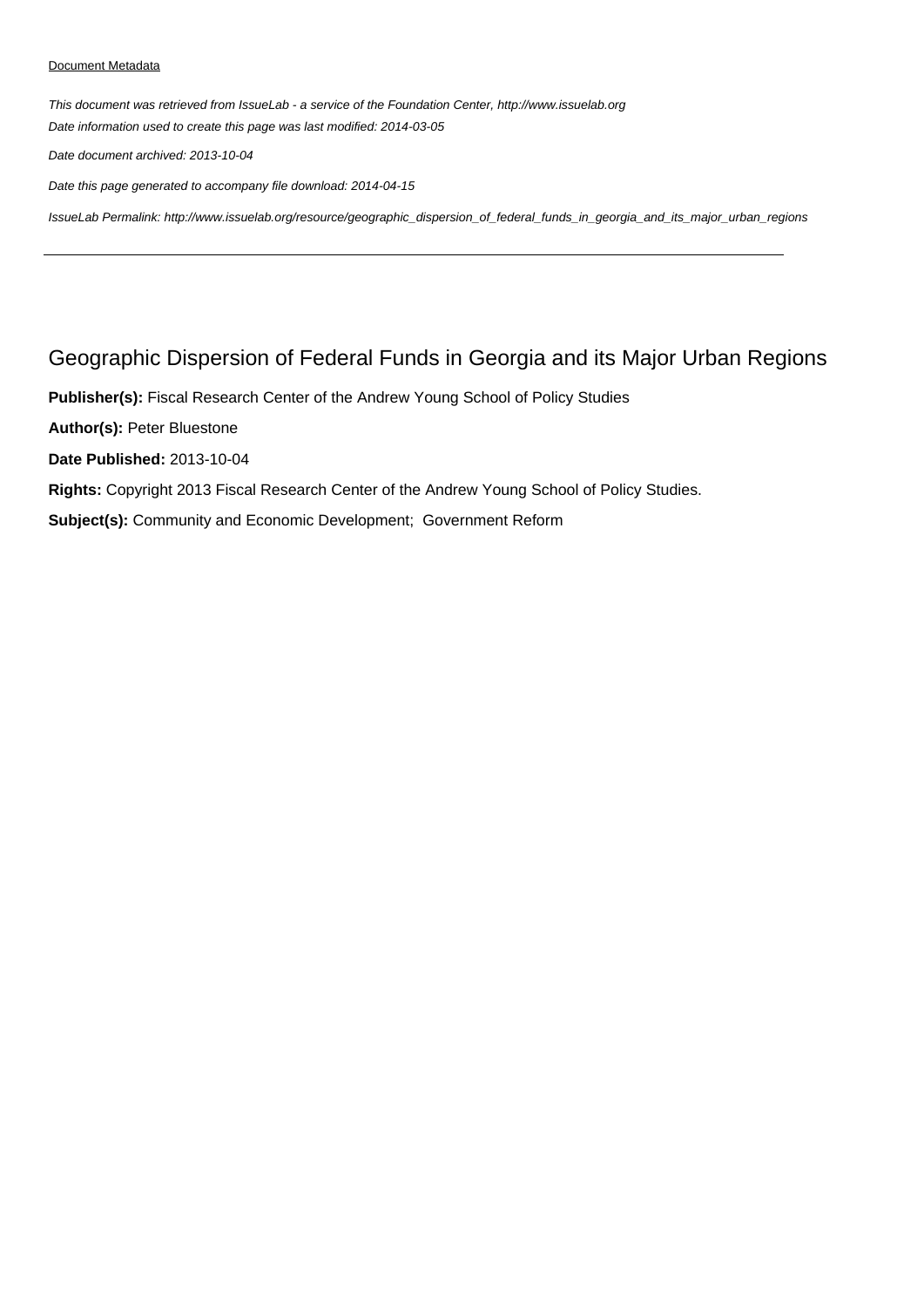Document Metadata

*This document was retrieved from IssueLab - a service of the Foundation Center, http://www.issuelab.org*
*Date information used to create this page was last modified: 2014-03-05*

*Date document archived: 2013-10-04*

*Date this page generated to accompany file download: 2014-04-15*

*IssueLab Permalink: http://www.issuelab.org/resource/geographic_dispersion_of_federal_funds_in_georgia_and_its_major_urban_regions*

---

# Geographic Dispersion of Federal Funds in Georgia and its Major Urban Regions

**Publisher(s):** Fiscal Research Center of the Andrew Young School of Policy Studies

**Author(s):** Peter Bluestone

**Date Published:** 2013-10-04

**Rights:** Copyright 2013 Fiscal Research Center of the Andrew Young School of Policy Studies.

**Subject(s):** Community and Economic Development; Government Reform